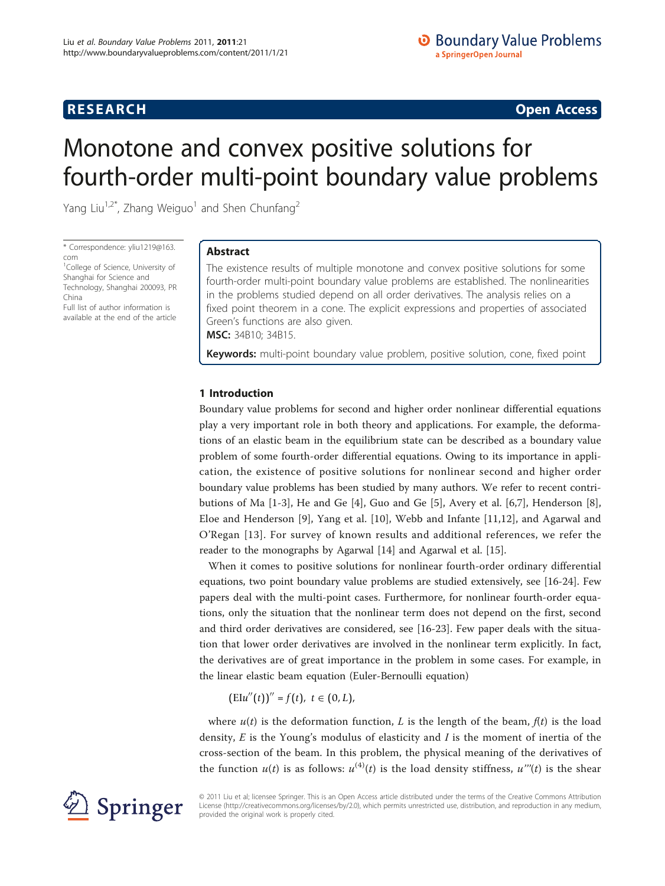RESEARCH Open Access

# Monotone and convex positive solutions for fourth-order multi-point boundary value problems

Yang Liu[1,2*], Zhang Weiguo[1] and Shen Chunfang[2]

\* Correspondence: yliu1219@163.com
[1]College of Science, University of Shanghai for Science and Technology, Shanghai 200093, PR China
Full list of author information is available at the end of the article

## Abstract

The existence results of multiple monotone and convex positive solutions for some fourth-order multi-point boundary value problems are established. The nonlinearities in the problems studied depend on all order derivatives. The analysis relies on a fixed point theorem in a cone. The explicit expressions and properties of associated Green's functions are also given.

**MSC:** 34B10; 34B15.

**Keywords:** multi-point boundary value problem, positive solution, cone, fixed point

## 1 Introduction

Boundary value problems for second and higher order nonlinear differential equations play a very important role in both theory and applications. For example, the deformations of an elastic beam in the equilibrium state can be described as a boundary value problem of some fourth-order differential equations. Owing to its importance in application, the existence of positive solutions for nonlinear second and higher order boundary value problems has been studied by many authors. We refer to recent contributions of Ma [1-3], He and Ge [4], Guo and Ge [5], Avery et al. [6,7], Henderson [8], Eloe and Henderson [9], Yang et al. [10], Webb and Infante [11,12], and Agarwal and O'Regan [13]. For survey of known results and additional references, we refer the reader to the monographs by Agarwal [14] and Agarwal et al. [15].

When it comes to positive solutions for nonlinear fourth-order ordinary differential equations, two point boundary value problems are studied extensively, see [16-24]. Few papers deal with the multi-point cases. Furthermore, for nonlinear fourth-order equations, only the situation that the nonlinear term does not depend on the first, second and third order derivatives are considered, see [16-23]. Few paper deals with the situation that lower order derivatives are involved in the nonlinear term explicitly. In fact, the derivatives are of great importance in the problem in some cases. For example, in the linear elastic beam equation (Euler-Bernoulli equation)

$$(\mathrm{EI}u''(t))'' = f(t),\ t \in (0, L),$$

where $u(t)$ is the deformation function, $L$ is the length of the beam, $f(t)$ is the load density, $E$ is the Young's modulus of elasticity and $I$ is the moment of inertia of the cross-section of the beam. In this problem, the physical meaning of the derivatives of the function $u(t)$ is as follows: $u^{(4)}(t)$ is the load density stiffness, $u'''(t)$ is the shear

© 2011 Liu et al; licensee Springer. This is an Open Access article distributed under the terms of the Creative Commons Attribution License (http://creativecommons.org/licenses/by/2.0), which permits unrestricted use, distribution, and reproduction in any medium, provided the original work is properly cited.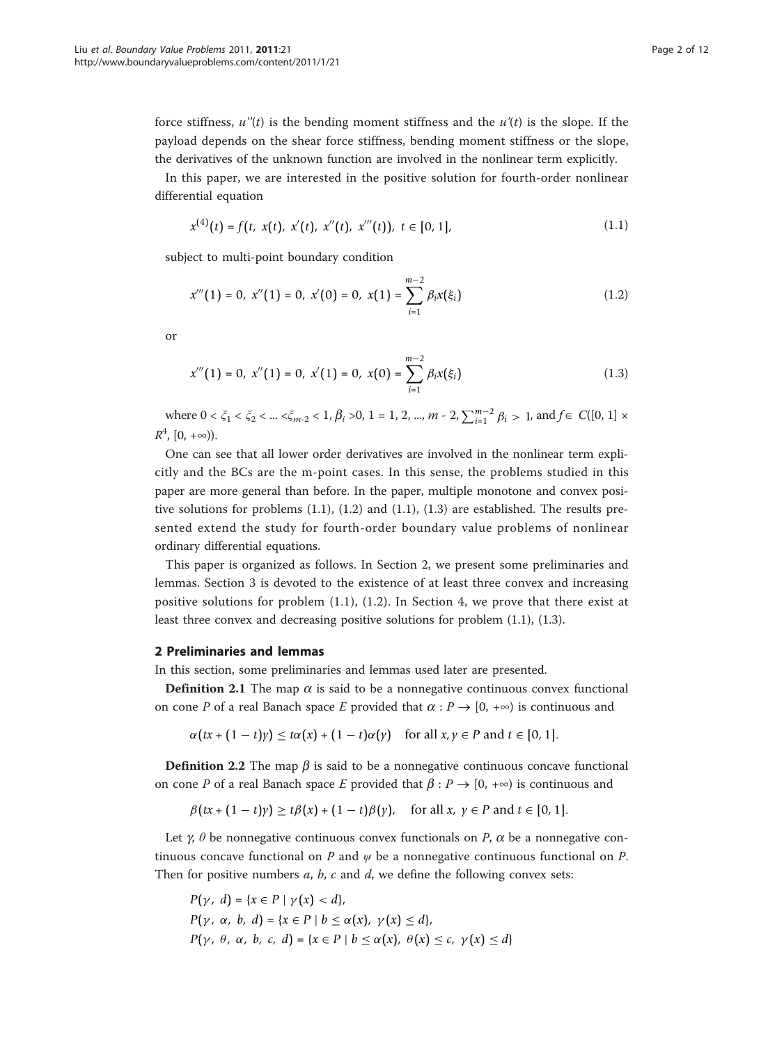force stiffness, $u''(t)$ is the bending moment stiffness and the $u'(t)$ is the slope. If the payload depends on the shear force stiffness, bending moment stiffness or the slope, the derivatives of the unknown function are involved in the nonlinear term explicitly.

In this paper, we are interested in the positive solution for fourth-order nonlinear differential equation

$$x^{(4)}(t) = f(t,\ x(t),\ x'(t),\ x''(t),\ x'''(t)),\ t \in [0, 1], \tag{1.1}$$

subject to multi-point boundary condition

$$x'''(1) = 0,\ x''(1) = 0,\ x'(0) = 0,\ x(1) = \sum_{i=1}^{m-2} \beta_i x(\xi_i) \tag{1.2}$$

or

$$x'''(1) = 0,\ x''(1) = 0,\ x'(1) = 0,\ x(0) = \sum_{i=1}^{m-2} \beta_i x(\xi_i) \tag{1.3}$$

where $0 < \xi_1 < \xi_2 < ... <\xi_{m\text{-}2} < 1$, $\beta_i > 0$, $1 = 1, 2, ..., m - 2$, $\sum_{i=1}^{m-2} \beta_i > 1$, and $f \in C([0, 1] \times R^4, [0, +\infty))$.

One can see that all lower order derivatives are involved in the nonlinear term explicitly and the BCs are the m-point cases. In this sense, the problems studied in this paper are more general than before. In the paper, multiple monotone and convex positive solutions for problems (1.1), (1.2) and (1.1), (1.3) are established. The results presented extend the study for fourth-order boundary value problems of nonlinear ordinary differential equations.

This paper is organized as follows. In Section 2, we present some preliminaries and lemmas. Section 3 is devoted to the existence of at least three convex and increasing positive solutions for problem (1.1), (1.2). In Section 4, we prove that there exist at least three convex and decreasing positive solutions for problem (1.1), (1.3).

## 2 Preliminaries and lemmas

In this section, some preliminaries and lemmas used later are presented.

**Definition 2.1** The map $\alpha$ is said to be a nonnegative continuous convex functional on cone $P$ of a real Banach space $E$ provided that $\alpha : P \to [0, +\infty)$ is continuous and

$$\alpha(tx + (1-t)y) \leq t\alpha(x) + (1-t)\alpha(y) \quad \text{for all } x, y \in P \text{ and } t \in [0, 1].$$

**Definition 2.2** The map $\beta$ is said to be a nonnegative continuous concave functional on cone $P$ of a real Banach space $E$ provided that $\beta : P \to [0, +\infty)$ is continuous and

$$\beta(tx + (1-t)y) \geq t\beta(x) + (1-t)\beta(y), \quad \text{for all } x,\ y \in P \text{ and } t \in [0, 1].$$

Let $\gamma$, $\theta$ be nonnegative continuous convex functionals on $P$, $\alpha$ be a nonnegative continuous concave functional on $P$ and $\psi$ be a nonnegative continuous functional on $P$. Then for positive numbers $a$, $b$, $c$ and $d$, we define the following convex sets:

$$P(\gamma,\ d) = \{x \in P \mid \gamma(x) < d\},$$

$$P(\gamma,\ \alpha,\ b,\ d) = \{x \in P \mid b \leq \alpha(x),\ \gamma(x) \leq d\},$$

$$P(\gamma,\ \theta,\ \alpha,\ b,\ c,\ d) = \{x \in P \mid b \leq \alpha(x),\ \theta(x) \leq c,\ \gamma(x) \leq d\}$$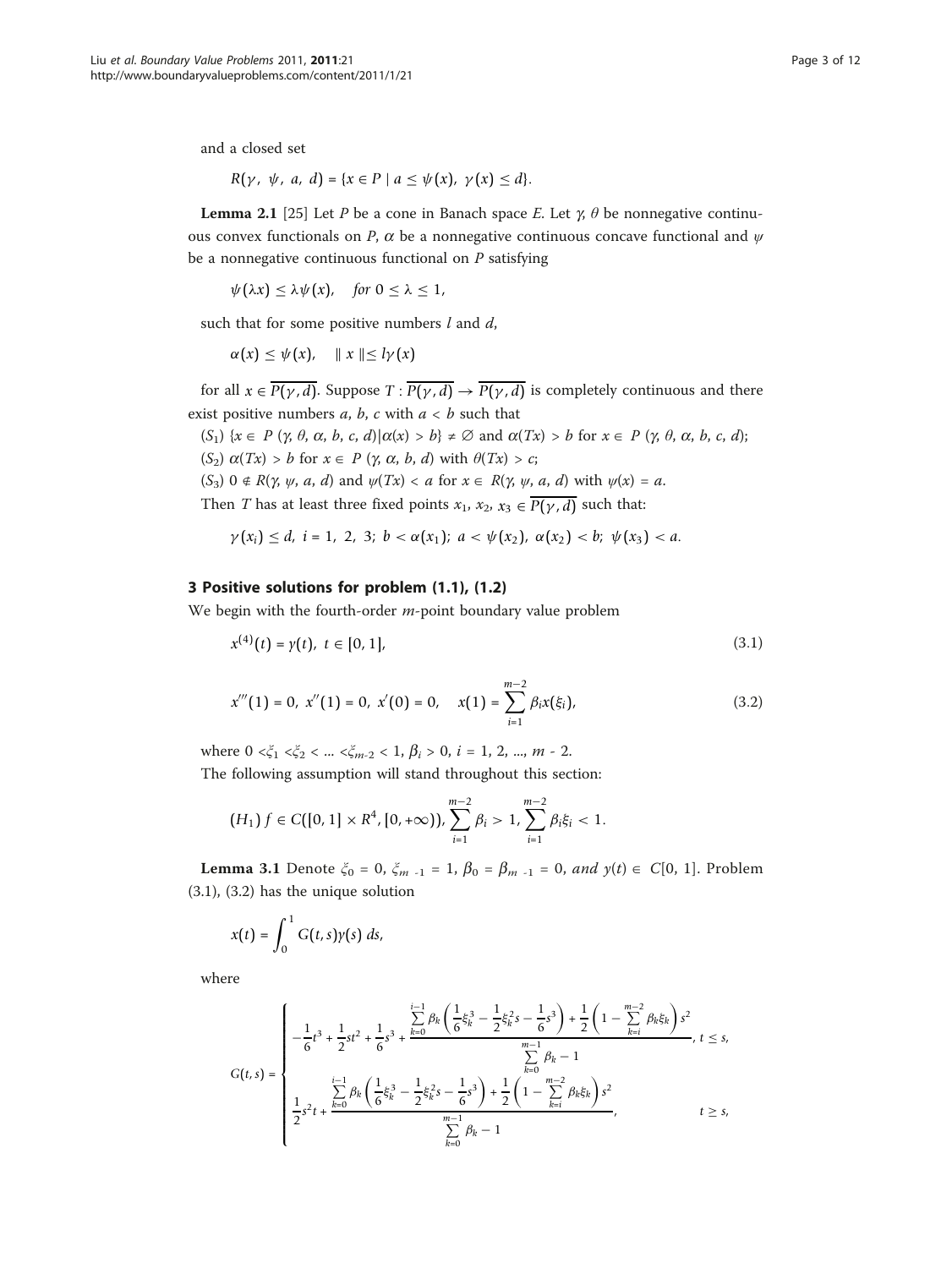and a closed set

$$R(\gamma,\ \psi,\ a,\ d) = \{x \in P \mid a \leq \psi(x),\ \gamma(x) \leq d\}.$$

**Lemma 2.1** [25] Let $P$ be a cone in Banach space $E$. Let $\gamma$, $\theta$ be nonnegative continuous convex functionals on $P$, $\alpha$ be a nonnegative continuous concave functional and $\psi$ be a nonnegative continuous functional on $P$ satisfying

$$\psi(\lambda x) \leq \lambda \psi(x), \quad \text{for } 0 \leq \lambda \leq 1,$$

such that for some positive numbers $l$ and $d$,

$$\alpha(x) \leq \psi(x), \quad \| x \| \leq l\gamma(x)$$

for all $x \in \overline{P(\gamma, d)}$. Suppose $T : \overline{P(\gamma, d)} \to \overline{P(\gamma, d)}$ is completely continuous and there exist positive numbers $a$, $b$, $c$ with $a < b$ such that

$(S_1)$ $\{x \in P\ (\gamma, \theta, \alpha, b, c, d) | \alpha(x) > b\} \neq \emptyset$ and $\alpha(Tx) > b$ for $x \in P\ (\gamma, \theta, \alpha, b, c, d)$;

$(S_2)$ $\alpha(Tx) > b$ for $x \in P\ (\gamma, \alpha, b, d)$ with $\theta(Tx) > c$;

$(S_3)$ $0 \notin R(\gamma, \psi, a, d)$ and $\psi(Tx) < a$ for $x \in R(\gamma, \psi, a, d)$ with $\psi(x) = a$.

Then $T$ has at least three fixed points $x_1, x_2, x_3 \in \overline{P(\gamma, d)}$ such that:

$$\gamma(x_i) \leq d,\ i = 1,\ 2,\ 3;\ b < \alpha(x_1);\ a < \psi(x_2),\ \alpha(x_2) < b;\ \psi(x_3) < a.$$

## 3 Positive solutions for problem (1.1), (1.2)

We begin with the fourth-order $m$-point boundary value problem

$$x^{(4)}(t) = y(t),\ t \in [0, 1], \tag{3.1}$$

$$x'''(1) = 0,\ x''(1) = 0,\ x'(0) = 0, \quad x(1) = \sum_{i=1}^{m-2} \beta_i x(\xi_i), \tag{3.2}$$

where $0 < \xi_1 < \xi_2 < \ldots < \xi_{m-2} < 1$, $\beta_i > 0$, $i = 1, 2, \ldots, m - 2$.

The following assumption will stand throughout this section:

$$(H_1)\ f \in C([0, 1] \times R^4, [0, +\infty)),\ \sum_{i=1}^{m-2} \beta_i > 1,\ \sum_{i=1}^{m-2} \beta_i \xi_i < 1.$$

**Lemma 3.1** Denote $\xi_0 = 0$, $\xi_{m-1} = 1$, $\beta_0 = \beta_{m-1} = 0$, *and* $y(t) \in C[0, 1]$. Problem (3.1), (3.2) has the unique solution

$$x(t) = \int_0^1 G(t,s) y(s)\, ds,$$

where

$$G(t,s) = \begin{cases} -\dfrac{1}{6}t^3 + \dfrac{1}{2}st^2 + \dfrac{1}{6}s^3 + \dfrac{\sum\limits_{k=0}^{i-1} \beta_k \left( \dfrac{1}{6}\xi_k^3 - \dfrac{1}{2}\xi_k^2 s - \dfrac{1}{6}s^3 \right) + \dfrac{1}{2}\left(1 - \sum\limits_{k=i}^{m-2} \beta_k \xi_k \right) s^2}{\sum\limits_{k=0}^{m-1} \beta_k - 1}, & t \leq s, \\[2ex] \dfrac{1}{2}s^2 t + \dfrac{\sum\limits_{k=0}^{i-1} \beta_k \left( \dfrac{1}{6}\xi_k^3 - \dfrac{1}{2}\xi_k^2 s - \dfrac{1}{6}s^3 \right) + \dfrac{1}{2}\left(1 - \sum\limits_{k=i}^{m-2} \beta_k \xi_k \right) s^2}{\sum\limits_{k=0}^{m-1} \beta_k - 1}, & t \geq s, \end{cases}$$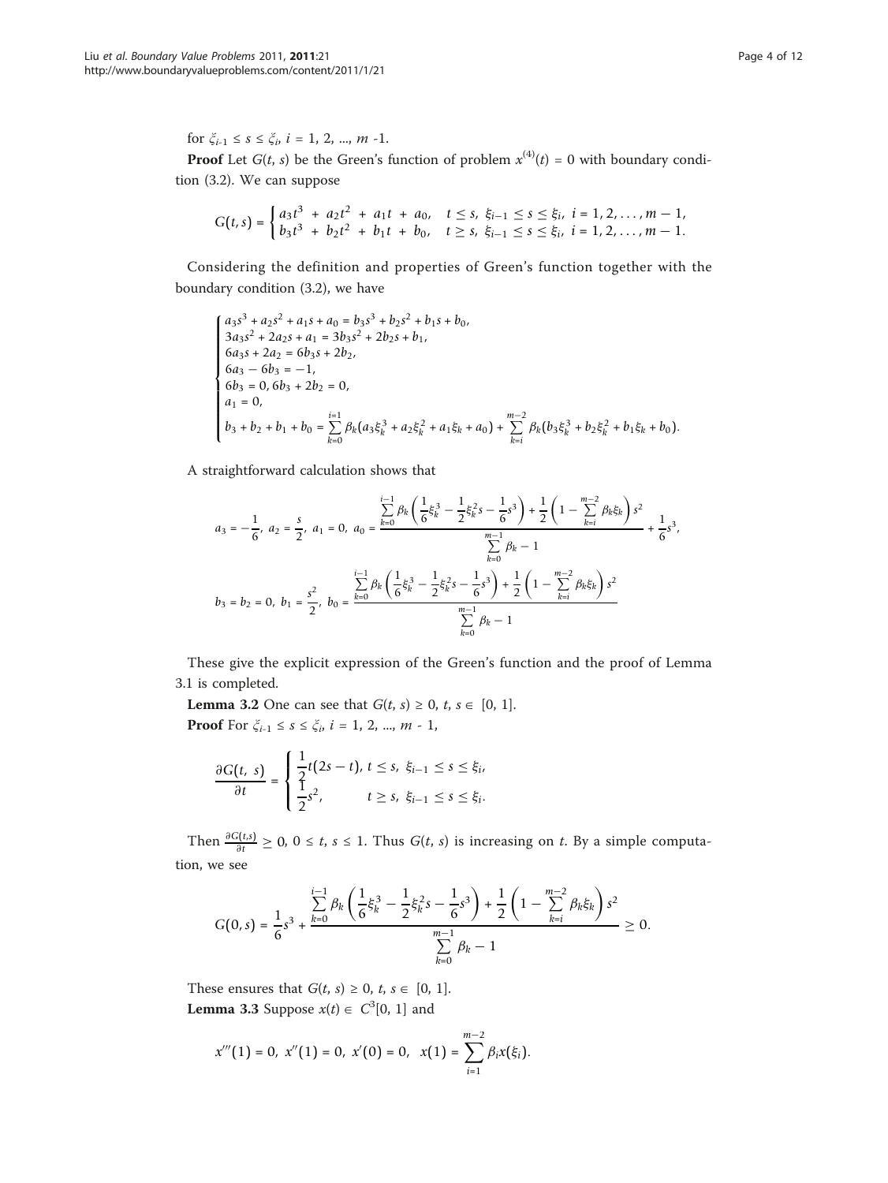for $\xi_{i-1} \leq s \leq \xi_i$, $i = 1, 2, ..., m -1$.

**Proof** Let $G(t, s)$ be the Green's function of problem $x^{(4)}(t) = 0$ with boundary condition (3.2). We can suppose

$$G(t,s) = \begin{cases} a_3t^3 + a_2t^2 + a_1t + a_0, & t \leq s, \ \xi_{i-1} \leq s \leq \xi_i, \ i = 1, 2, \ldots, m-1, \\ b_3t^3 + b_2t^2 + b_1t + b_0, & t \geq s, \ \xi_{i-1} \leq s \leq \xi_i, \ i = 1, 2, \ldots, m-1. \end{cases}$$

Considering the definition and properties of Green's function together with the boundary condition (3.2), we have

$$\begin{cases} a_3s^3 + a_2s^2 + a_1s + a_0 = b_3s^3 + b_2s^2 + b_1s + b_0, \\ 3a_3s^2 + 2a_2s + a_1 = 3b_3s^2 + 2b_2s + b_1, \\ 6a_3s + 2a_2 = 6b_3s + 2b_2, \\ 6a_3 - 6b_3 = -1, \\ 6b_3 = 0, 6b_3 + 2b_2 = 0, \\ a_1 = 0, \\ b_3 + b_2 + b_1 + b_0 = \sum_{k=0}^{i=1} \beta_k(a_3\xi_k^3 + a_2\xi_k^2 + a_1\xi_k + a_0) + \sum_{k=i}^{m-2} \beta_k(b_3\xi_k^3 + b_2\xi_k^2 + b_1\xi_k + b_0). \end{cases}$$

A straightforward calculation shows that

$$a_3 = -\frac{1}{6}, \ a_2 = \frac{s}{2}, \ a_1 = 0, \ a_0 = \frac{\sum_{k=0}^{i-1} \beta_k \left( \frac{1}{6}\xi_k^3 - \frac{1}{2}\xi_k^2 s - \frac{1}{6}s^3 \right) + \frac{1}{2}\left( 1 - \sum_{k=i}^{m-2} \beta_k\xi_k \right) s^2}{\sum_{k=0}^{m-1} \beta_k - 1} + \frac{1}{6}s^3,$$

$$b_3 = b_2 = 0, \ b_1 = \frac{s^2}{2}, \ b_0 = \frac{\sum_{k=0}^{i-1} \beta_k \left( \frac{1}{6}\xi_k^3 - \frac{1}{2}\xi_k^2 s - \frac{1}{6}s^3 \right) + \frac{1}{2}\left( 1 - \sum_{k=i}^{m-2} \beta_k\xi_k \right) s^2}{\sum_{k=0}^{m-1} \beta_k - 1}$$

These give the explicit expression of the Green's function and the proof of Lemma 3.1 is completed.

**Lemma 3.2** One can see that $G(t, s) \geq 0$, $t, s \in [0, 1]$.

**Proof** For $\xi_{i-1} \leq s \leq \xi_i$, $i = 1, 2, ..., m - 1$,

$$\frac{\partial G(t, s)}{\partial t} = \begin{cases} \frac{1}{2}t(2s - t), & t \leq s, \ \xi_{i-1} \leq s \leq \xi_i, \\ \frac{1}{2}s^2, & t \geq s, \ \xi_{i-1} \leq s \leq \xi_i. \end{cases}$$

Then $\frac{\partial G(t,s)}{\partial t} \geq 0$, $0 \leq t, s \leq 1$. Thus $G(t, s)$ is increasing on $t$. By a simple computation, we see

$$G(0,s) = \frac{1}{6}s^3 + \frac{\sum_{k=0}^{i-1} \beta_k \left( \frac{1}{6}\xi_k^3 - \frac{1}{2}\xi_k^2 s - \frac{1}{6}s^3 \right) + \frac{1}{2}\left( 1 - \sum_{k=i}^{m-2} \beta_k\xi_k \right) s^2}{\sum_{k=0}^{m-1} \beta_k - 1} \geq 0.$$

These ensures that $G(t, s) \geq 0$, $t, s \in [0, 1]$.

**Lemma 3.3** Suppose $x(t) \in C^3[0, 1]$ and

$$x'''(1) = 0, \ x''(1) = 0, \ x'(0) = 0, \ \ x(1) = \sum_{i=1}^{m-2} \beta_i x(\xi_i).$$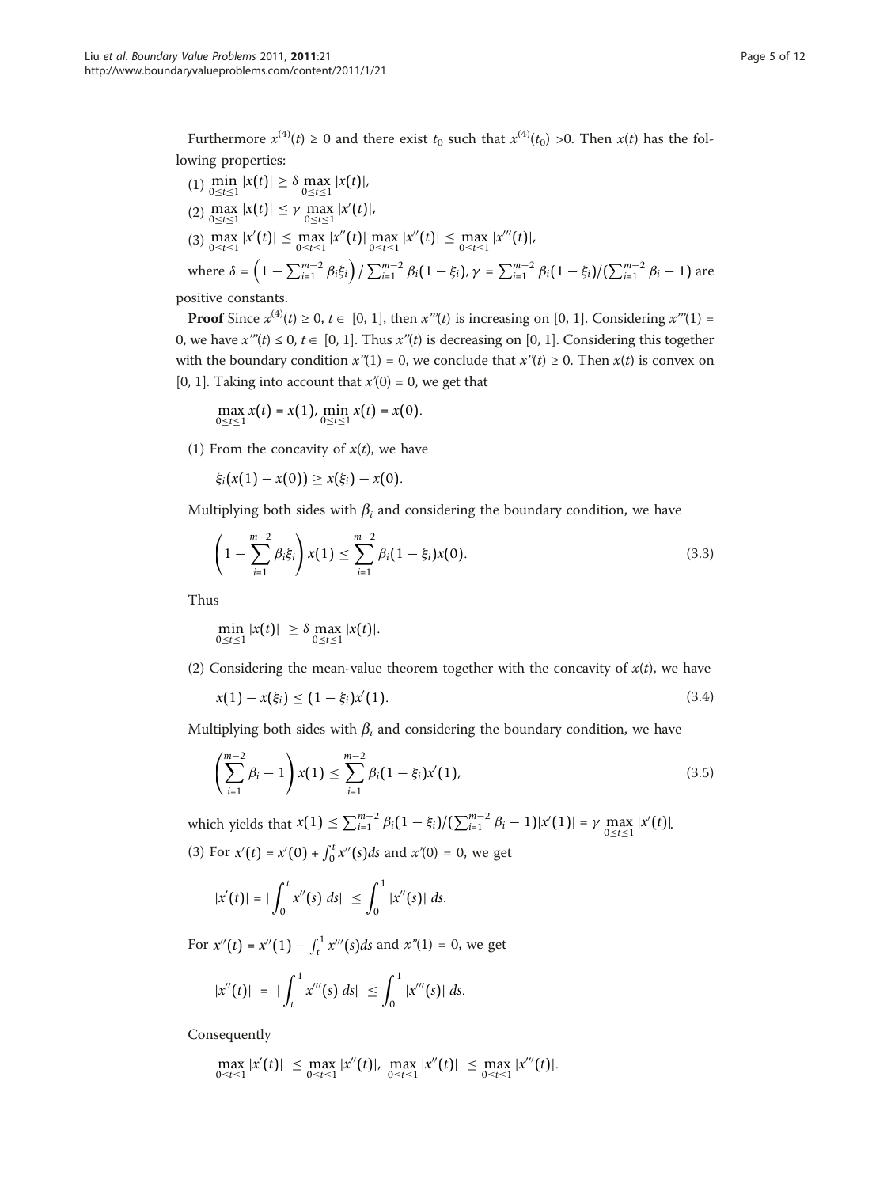Furthermore $x^{(4)}(t) \geq 0$ and there exist $t_0$ such that $x^{(4)}(t_0) > 0$. Then $x(t)$ has the following properties:

(1) $\min_{0\leq t\leq 1} |x(t)| \geq \delta \max_{0\leq t\leq 1} |x(t)|$,

(2) $\max_{0\leq t\leq 1} |x(t)| \leq \gamma \max_{0\leq t\leq 1} |x'(t)|$,

(3) $\max_{0\leq t\leq 1} |x'(t)| \leq \max_{0\leq t\leq 1} |x''(t)| \max_{0\leq t\leq 1} |x''(t)| \leq \max_{0\leq t\leq 1} |x'''(t)|$,

where $\delta = \left(1 - \sum_{i=1}^{m-2} \beta_i \xi_i\right) / \sum_{i=1}^{m-2} \beta_i (1 - \xi_i)$, $\gamma = \sum_{i=1}^{m-2} \beta_i (1 - \xi_i) / (\sum_{i=1}^{m-2} \beta_i - 1)$ are positive constants.

**Proof** Since $x^{(4)}(t) \geq 0$, $t \in [0, 1]$, then $x'''(t)$ is increasing on [0, 1]. Considering $x'''(1) = 0$, we have $x'''(t) \leq 0$, $t \in [0, 1]$. Thus $x''(t)$ is decreasing on [0, 1]. Considering this together with the boundary condition $x''(1) = 0$, we conclude that $x''(t) \geq 0$. Then $x(t)$ is convex on [0, 1]. Taking into account that $x'(0) = 0$, we get that

$$\max_{0\leq t\leq 1} x(t) = x(1), \min_{0\leq t\leq 1} x(t) = x(0).$$

(1) From the concavity of $x(t)$, we have

$$\xi_i(x(1) - x(0)) \geq x(\xi_i) - x(0).$$

Multiplying both sides with $\beta_i$ and considering the boundary condition, we have

$$\left(1 - \sum_{i=1}^{m-2} \beta_i \xi_i\right) x(1) \leq \sum_{i=1}^{m-2} \beta_i (1 - \xi_i) x(0). \tag{3.3}$$

Thus

$$\min_{0\leq t\leq 1} |x(t)| \geq \delta \max_{0\leq t\leq 1} |x(t)|.$$

(2) Considering the mean-value theorem together with the concavity of $x(t)$, we have

$$x(1) - x(\xi_i) \leq (1 - \xi_i) x'(1). \tag{3.4}$$

Multiplying both sides with $\beta_i$ and considering the boundary condition, we have

$$\left(\sum_{i=1}^{m-2} \beta_i - 1\right) x(1) \leq \sum_{i=1}^{m-2} \beta_i (1 - \xi_i) x'(1), \tag{3.5}$$

which yields that $x(1) \leq \sum_{i=1}^{m-2} \beta_i (1 - \xi_i) / (\sum_{i=1}^{m-2} \beta_i - 1) |x'(1)| = \gamma \max_{0\leq t\leq 1} |x'(t)|$.

(3) For $x'(t) = x'(0) + \int_0^t x''(s) ds$ and $x'(0) = 0$, we get

$$|x'(t)| = \left| \int_0^t x''(s)\, ds \right| \leq \int_0^1 |x''(s)|\, ds.$$

For $x''(t) = x''(1) - \int_t^1 x'''(s) ds$ and $x''(1) = 0$, we get

$$|x''(t)| = \left| \int_t^1 x'''(s)\, ds \right| \leq \int_0^1 |x'''(s)|\, ds.$$

Consequently

$$\max_{0\leq t\leq 1} |x'(t)| \leq \max_{0\leq t\leq 1} |x''(t)|, \max_{0\leq t\leq 1} |x''(t)| \leq \max_{0\leq t\leq 1} |x'''(t)|.$$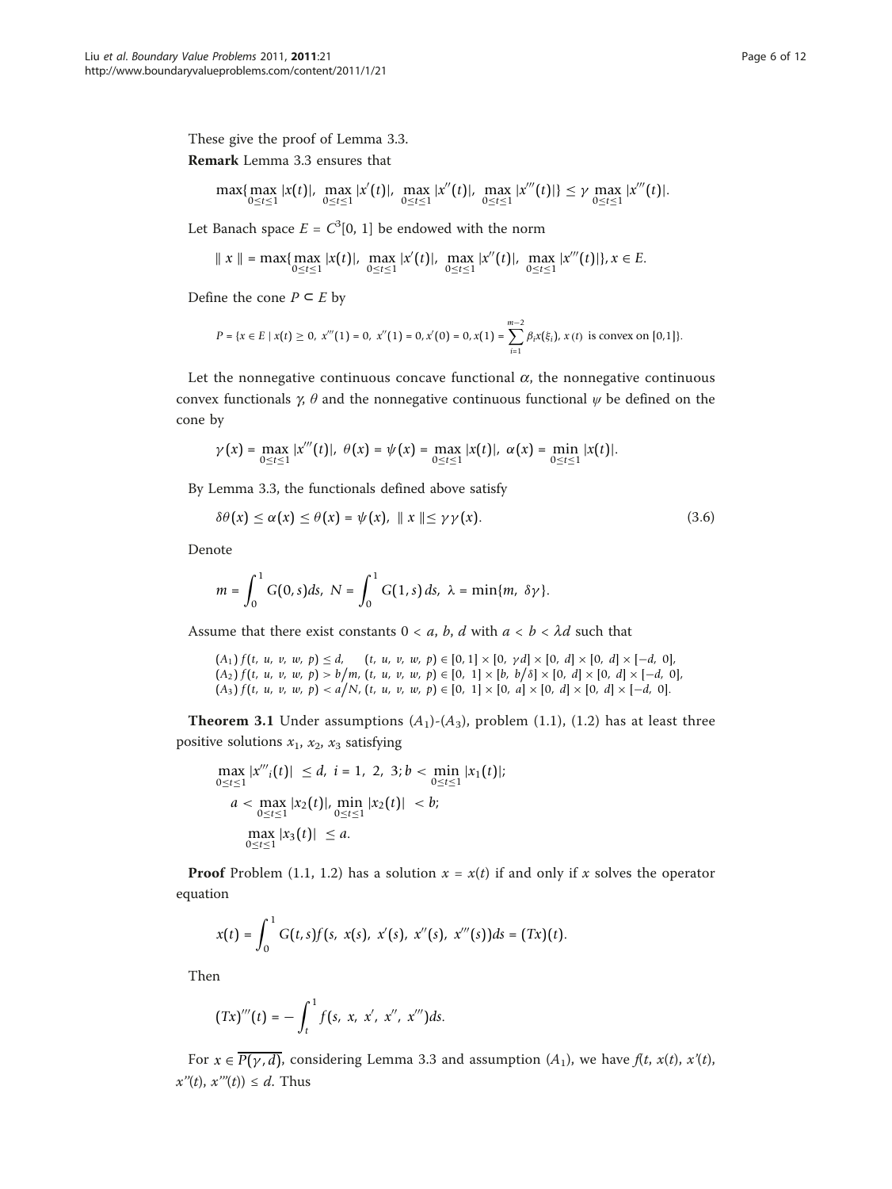These give the proof of Lemma 3.3.

**Remark** Lemma 3.3 ensures that

$$\max\{\max_{0\le t\le 1}|x(t)|,\ \max_{0\le t\le 1}|x'(t)|,\ \max_{0\le t\le 1}|x''(t)|,\ \max_{0\le t\le 1}|x'''(t)|\} \le \gamma \max_{0\le t\le 1}|x'''(t)|.$$

Let Banach space $E = C^3[0, 1]$ be endowed with the norm

$$\| x \| = \max\{\max_{0\le t\le 1}|x(t)|,\ \max_{0\le t\le 1}|x'(t)|,\ \max_{0\le t\le 1}|x''(t)|,\ \max_{0\le t\le 1}|x'''(t)|\}, x \in E.$$

Define the cone $P \subset E$ by

$$P = \{x \in E \mid x(t) \ge 0,\ x'''(1) = 0,\ x''(1) = 0, x'(0) = 0, x(1) = \sum_{i=1}^{m-2}\beta_i x(\xi_i),\ x(t) \text{ is convex on } [0,1]\}.$$

Let the nonnegative continuous concave functional $\alpha$, the nonnegative continuous convex functionals $\gamma$, $\theta$ and the nonnegative continuous functional $\psi$ be defined on the cone by

$$\gamma(x) = \max_{0\le t\le 1}|x'''(t)|,\ \theta(x) = \psi(x) = \max_{0\le t\le 1}|x(t)|,\ \alpha(x) = \min_{0\le t\le 1}|x(t)|.$$

By Lemma 3.3, the functionals defined above satisfy

$$\delta\theta(x) \le \alpha(x) \le \theta(x) = \psi(x),\ \| x \| \le \gamma\gamma(x). \tag{3.6}$$

Denote

$$m = \int_0^1 G(0, s)ds,\ N = \int_0^1 G(1, s)\,ds,\ \lambda = \min\{m,\ \delta\gamma\}.$$

Assume that there exist constants $0 < a, b, d$ with $a < b < \lambda d$ such that

$(A_1)$ $f(t, u, v, w, p) \le d, \quad (t, u, v, w, p) \in [0, 1] \times [0, \gamma d] \times [0, d] \times [0, d] \times [-d, 0]$,
$(A_2)$ $f(t, u, v, w, p) > b/m, (t, u, v, w, p) \in [0, 1] \times [b, b/\delta] \times [0, d] \times [0, d] \times [-d, 0]$,
$(A_3)$ $f(t, u, v, w, p) < a/N, (t, u, v, w, p) \in [0, 1] \times [0, a] \times [0, d] \times [0, d] \times [-d, 0]$.

**Theorem 3.1** Under assumptions $(A_1)$-$(A_3)$, problem (1.1), (1.2) has at least three positive solutions $x_1$, $x_2$, $x_3$ satisfying

$$\max_{0\le t\le 1}|x'''_i(t)| \le d,\ i = 1,\ 2,\ 3; b < \min_{0\le t\le 1}|x_1(t)|;$$
$$a < \max_{0\le t\le 1}|x_2(t)|, \min_{0\le t\le 1}|x_2(t)| < b;$$
$$\max_{0\le t\le 1}|x_3(t)| \le a.$$

**Proof** Problem (1.1, 1.2) has a solution $x = x(t)$ if and only if $x$ solves the operator equation

$$x(t) = \int_0^1 G(t, s)f(s,\ x(s),\ x'(s),\ x''(s),\ x'''(s))ds = (Tx)(t).$$

Then

$$(Tx)'''(t) = -\int_t^1 f(s,\ x,\ x',\ x'',\ x''')ds.$$

For $x \in \overline{P(\gamma, d)}$, considering Lemma 3.3 and assumption $(A_1)$, we have $f(t, x(t), x'(t), x''(t), x'''(t)) \le d$. Thus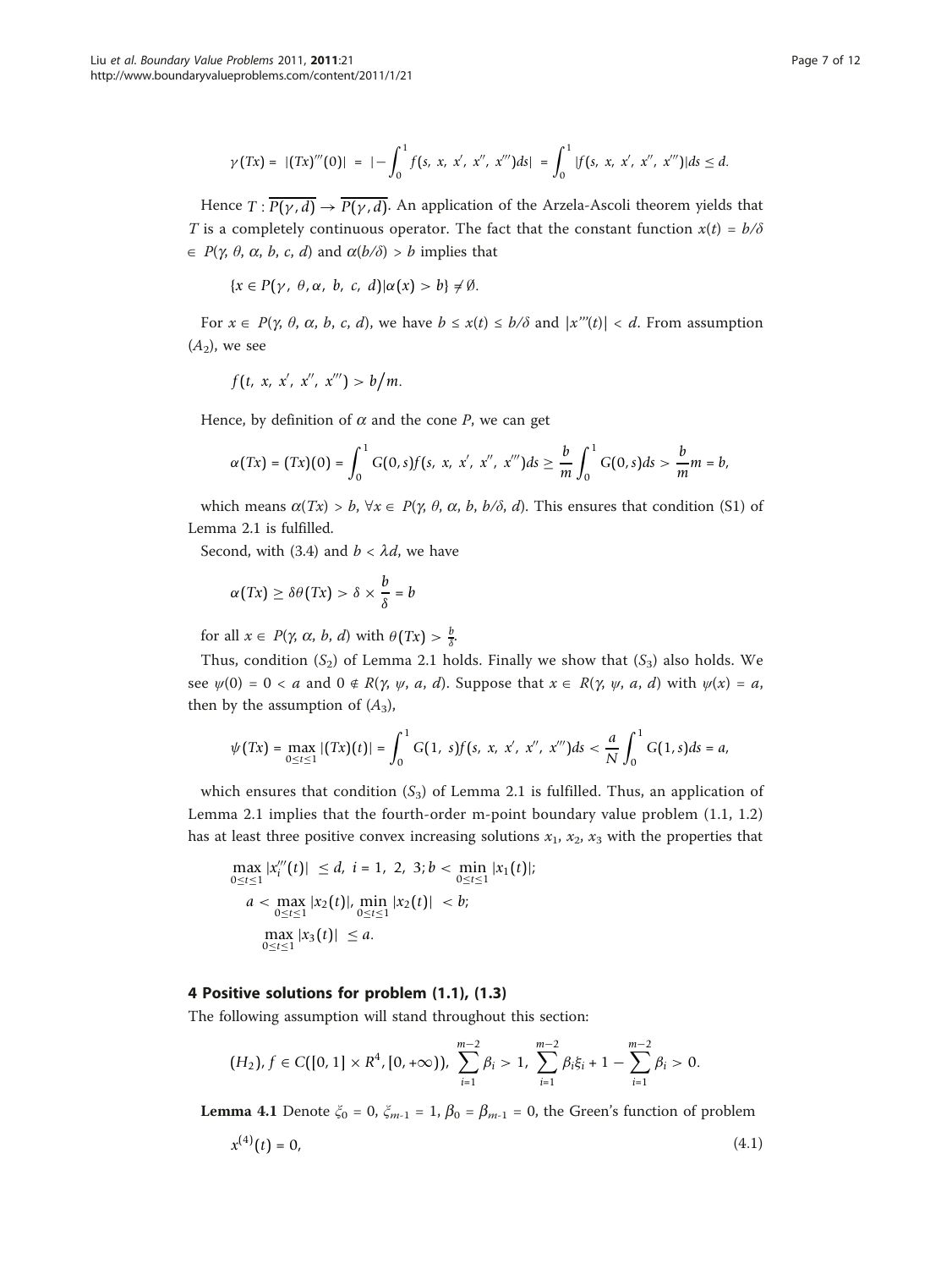$$\gamma(Tx) = |(Tx)'''(0)| = |-\int_0^1 f(s, x, x', x'', x''')ds| = \int_0^1 |f(s, x, x', x'', x''')|ds \leq d.$$

Hence $T : \overline{P(\gamma, d)} \to \overline{P(\gamma, d)}$. An application of the Arzela-Ascoli theorem yields that $T$ is a completely continuous operator. The fact that the constant function $x(t) = b/\delta \in P(\gamma, \theta, \alpha, b, c, d)$ and $\alpha(b/\delta) > b$ implies that

$$\{x \in P(\gamma, \theta, \alpha, b, c, d) | \alpha(x) > b\} \neq \emptyset.$$

For $x \in P(\gamma, \theta, \alpha, b, c, d)$, we have $b \leq x(t) \leq b/\delta$ and $|x'''(t)| < d$. From assumption $(A_2)$, we see

$$f(t, x, x', x'', x''') > b/m.$$

Hence, by definition of $\alpha$ and the cone $P$, we can get

$$\alpha(Tx) = (Tx)(0) = \int_0^1 G(0, s)f(s, x, x', x'', x''')ds \geq \frac{b}{m}\int_0^1 G(0, s)ds > \frac{b}{m}m = b,$$

which means $\alpha(Tx) > b$, $\forall x \in P(\gamma, \theta, \alpha, b, b/\delta, d)$. This ensures that condition (S1) of Lemma 2.1 is fulfilled.

Second, with (3.4) and $b < \lambda d$, we have

$$\alpha(Tx) \geq \delta\theta(Tx) > \delta \times \frac{b}{\delta} = b$$

for all $x \in P(\gamma, \alpha, b, d)$ with $\theta(Tx) > \frac{b}{\delta}$.

Thus, condition $(S_2)$ of Lemma 2.1 holds. Finally we show that $(S_3)$ also holds. We see $\psi(0) = 0 < a$ and $0 \notin R(\gamma, \psi, a, d)$. Suppose that $x \in R(\gamma, \psi, a, d)$ with $\psi(x) = a$, then by the assumption of $(A_3)$,

$$\psi(Tx) = \max_{0 \leq t \leq 1} |(Tx)(t)| = \int_0^1 G(1, s)f(s, x, x', x'', x''')ds < \frac{a}{N}\int_0^1 G(1, s)ds = a,$$

which ensures that condition $(S_3)$ of Lemma 2.1 is fulfilled. Thus, an application of Lemma 2.1 implies that the fourth-order m-point boundary value problem (1.1, 1.2) has at least three positive convex increasing solutions $x_1$, $x_2$, $x_3$ with the properties that

$$\begin{aligned}
&\max_{0 \leq t \leq 1} |x_i'''(t)| \leq d, \ i = 1, 2, 3; b < \min_{0 \leq t \leq 1} |x_1(t)|; \\
&a < \max_{0 \leq t \leq 1} |x_2(t)|, \min_{0 \leq t \leq 1} |x_2(t)| < b; \\
&\max_{0 \leq t \leq 1} |x_3(t)| \leq a.
\end{aligned}$$

## 4 Positive solutions for problem (1.1), (1.3)

The following assumption will stand throughout this section:

$$(H_2), f \in C([0, 1] \times R^4, [0, +\infty)), \ \sum_{i=1}^{m-2} \beta_i > 1, \ \sum_{i=1}^{m-2} \beta_i \xi_i + 1 - \sum_{i=1}^{m-2} \beta_i > 0.$$

**Lemma 4.1** Denote $\xi_0 = 0$, $\xi_{m-1} = 1$, $\beta_0 = \beta_{m-1} = 0$, the Green's function of problem

$$x^{(4)}(t) = 0, \tag{4.1}$$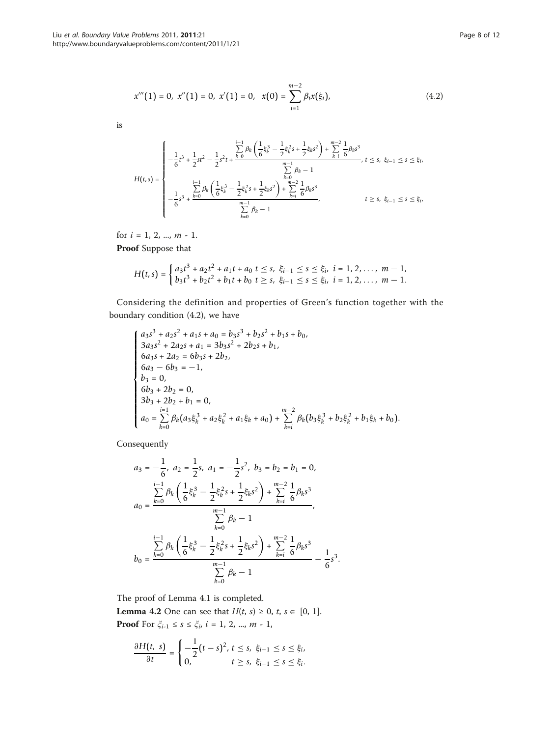$$x'''(1) = 0,\ x''(1) = 0,\ x'(1) = 0,\quad x(0) = \sum_{i=1}^{m-2} \beta_i x(\xi_i), \tag{4.2}$$

is

$$H(t,s) = \begin{cases} -\dfrac{1}{6}t^3 + \dfrac{1}{2}st^2 - \dfrac{1}{2}s^2 t + \dfrac{\sum\limits_{k=0}^{i-1} \beta_k \left( \dfrac{1}{6}\xi_k^3 - \dfrac{1}{2}\xi_k^2 s + \dfrac{1}{2}\xi_k s^2 \right) + \sum\limits_{k=i}^{m-2} \dfrac{1}{6}\beta_k s^3}{\sum\limits_{k=0}^{m-1} \beta_k - 1}, & t \le s,\ \xi_{i-1} \le s \le \xi_i, \\[3ex] -\dfrac{1}{6}s^3 + \dfrac{\sum\limits_{k=0}^{i-1} \beta_k \left( \dfrac{1}{6}\xi_k^3 - \dfrac{1}{2}\xi_k^2 s + \dfrac{1}{2}\xi_k s^2 \right) + \sum\limits_{k=i}^{m-2} \dfrac{1}{6}\beta_k s^3}{\sum\limits_{k=0}^{m-1} \beta_k - 1}, & t \ge s,\ \xi_{i-1} \le s \le \xi_i, \end{cases}$$

for $i = 1, 2, ..., m - 1$.

**Proof** Suppose that

$$H(t,s) = \begin{cases} a_3 t^3 + a_2 t^2 + a_1 t + a_0 & t \le s,\ \xi_{i-1} \le s \le \xi_i,\ i = 1, 2, \ldots, m-1, \\ b_3 t^3 + b_2 t^2 + b_1 t + b_0 & t \ge s,\ \xi_{i-1} \le s \le \xi_i,\ i = 1, 2, \ldots, m-1. \end{cases}$$

Considering the definition and properties of Green's function together with the boundary condition (4.2), we have

$$\begin{cases} a_3 s^3 + a_2 s^2 + a_1 s + a_0 = b_3 s^3 + b_2 s^2 + b_1 s + b_0, \\ 3a_3 s^2 + 2a_2 s + a_1 = 3b_3 s^2 + 2b_2 s + b_1, \\ 6a_3 s + 2a_2 = 6b_3 s + 2b_2, \\ 6a_3 - 6b_3 = -1, \\ b_3 = 0, \\ 6b_3 + 2b_2 = 0, \\ 3b_3 + 2b_2 + b_1 = 0, \\ a_0 = \sum\limits_{k=0}^{i=1} \beta_k (a_3 \xi_k^3 + a_2 \xi_k^2 + a_1 \xi_k + a_0) + \sum\limits_{k=i}^{m-2} \beta_k (b_3 \xi_k^3 + b_2 \xi_k^2 + b_1 \xi_k + b_0). \end{cases}$$

Consequently

$$a_3 = -\frac{1}{6},\ a_2 = \frac{1}{2}s,\ a_1 = -\frac{1}{2}s^2,\ b_3 = b_2 = b_1 = 0,$$

$$a_0 = \frac{\sum\limits_{k=0}^{i-1} \beta_k \left( \frac{1}{6}\xi_k^3 - \frac{1}{2}\xi_k^2 s + \frac{1}{2}\xi_k s^2 \right) + \sum\limits_{k=i}^{m-2} \frac{1}{6}\beta_k s^3}{\sum\limits_{k=0}^{m-1} \beta_k - 1},$$

$$b_0 = \frac{\sum\limits_{k=0}^{i-1} \beta_k \left( \frac{1}{6}\xi_k^3 - \frac{1}{2}\xi_k^2 s + \frac{1}{2}\xi_k s^2 \right) + \sum\limits_{k=i}^{m-2} \frac{1}{6}\beta_k s^3}{\sum\limits_{k=0}^{m-1} \beta_k - 1} - \frac{1}{6}s^3.$$

The proof of Lemma 4.1 is completed.

**Lemma 4.2** One can see that $H(t, s) \ge 0$, $t, s \in [0, 1]$.

**Proof** For $\xi_{i-1} \le s \le \xi_i$, $i = 1, 2, ..., m - 1$,

$$\frac{\partial H(t,\ s)}{\partial t} = \begin{cases} -\dfrac{1}{2}(t-s)^2, & t \le s,\ \xi_{i-1} \le s \le \xi_i, \\ 0, & t \ge s,\ \xi_{i-1} \le s \le \xi_i. \end{cases}$$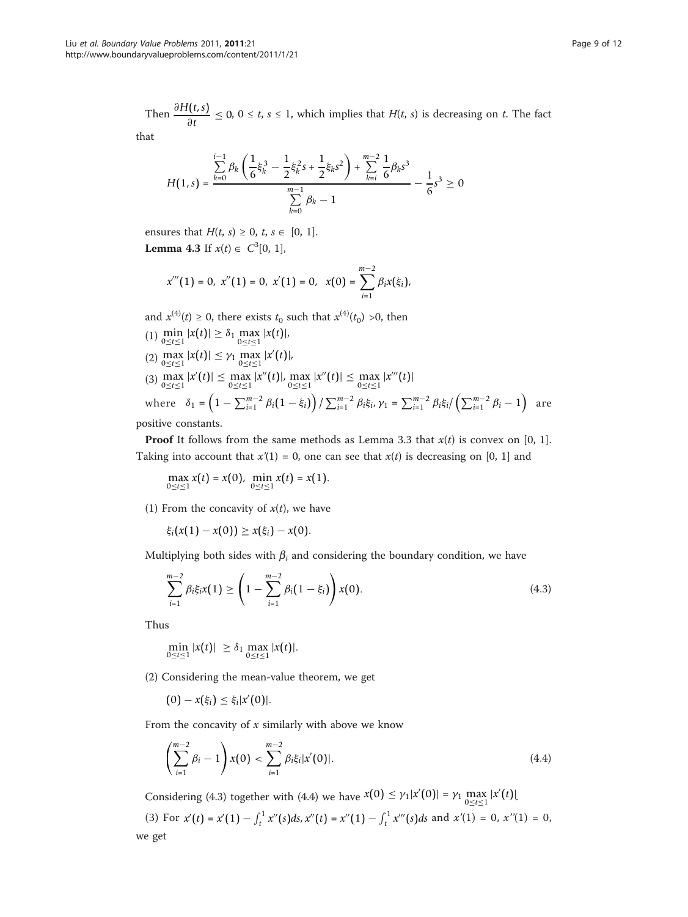Then $\frac{\partial H(t,s)}{\partial t} \le 0$, $0 \le t, s \le 1$, which implies that $H(t, s)$ is decreasing on $t$. The fact that

$$H(1,s) = \frac{\sum_{k=0}^{i-1} \beta_k \left( \frac{1}{6}\xi_k^3 - \frac{1}{2}\xi_k^2 s + \frac{1}{2}\xi_k s^2 \right) + \sum_{k=i}^{m-2} \frac{1}{6}\beta_k s^3}{\sum_{k=0}^{m-1} \beta_k - 1} - \frac{1}{6}s^3 \ge 0$$

ensures that $H(t, s) \ge 0$, $t, s \in [0, 1]$.

**Lemma 4.3** If $x(t) \in C^3[0, 1]$,

$$x'''(1) = 0,\ x''(1) = 0,\ x'(1) = 0,\ \ x(0) = \sum_{i=1}^{m-2} \beta_i x(\xi_i),$$

and $x^{(4)}(t) \ge 0$, there exists $t_0$ such that $x^{(4)}(t_0) > 0$, then

(1) $\min_{0\le t\le 1} |x(t)| \ge \delta_1 \max_{0\le t\le 1} |x(t)|$,

(2) $\max_{0\le t\le 1} |x(t)| \le \gamma_1 \max_{0\le t\le 1} |x'(t)|$,

(3) $\max_{0\le t\le 1} |x'(t)| \le \max_{0\le t\le 1} |x''(t)|$, $\max_{0\le t\le 1} |x''(t)| \le \max_{0\le t\le 1} |x'''(t)|$

where $\delta_1 = \left(1 - \sum_{i=1}^{m-2} \beta_i(1-\xi_i)\right) / \sum_{i=1}^{m-2} \beta_i\xi_i$, $\gamma_1 = \sum_{i=1}^{m-2} \beta_i\xi_i / \left(\sum_{i=1}^{m-2} \beta_i - 1\right)$ are positive constants.

**Proof** It follows from the same methods as Lemma 3.3 that $x(t)$ is convex on [0, 1]. Taking into account that $x'(1) = 0$, one can see that $x(t)$ is decreasing on [0, 1] and

$$\max_{0\le t\le 1} x(t) = x(0),\ \min_{0\le t\le 1} x(t) = x(1).$$

(1) From the concavity of $x(t)$, we have

$$\xi_i(x(1) - x(0)) \ge x(\xi_i) - x(0).$$

Multiplying both sides with $\beta_i$ and considering the boundary condition, we have

$$\sum_{i=1}^{m-2} \beta_i\xi_i x(1) \ge \left(1 - \sum_{i=1}^{m-2} \beta_i(1-\xi_i)\right) x(0). \tag{4.3}$$

Thus

$$\min_{0\le t\le 1} |x(t)| \ \ge \delta_1 \max_{0\le t\le 1} |x(t)|.$$

(2) Considering the mean-value theorem, we get

$$(0) - x(\xi_i) \le \xi_i |x'(0)|.$$

From the concavity of $x$ similarly with above we know

$$\left(\sum_{i=1}^{m-2} \beta_i - 1\right) x(0) < \sum_{i=1}^{m-2} \beta_i\xi_i |x'(0)|. \tag{4.4}$$

Considering (4.3) together with (4.4) we have $x(0) \le \gamma_1 |x'(0)| = \gamma_1 \max_{0\le t\le 1} |x'(t)|$.

(3) For $x'(t) = x'(1) - \int_t^1 x''(s)ds, x''(t) = x''(1) - \int_t^1 x'''(s)ds$ and $x'(1) = 0$, $x''(1) = 0$, we get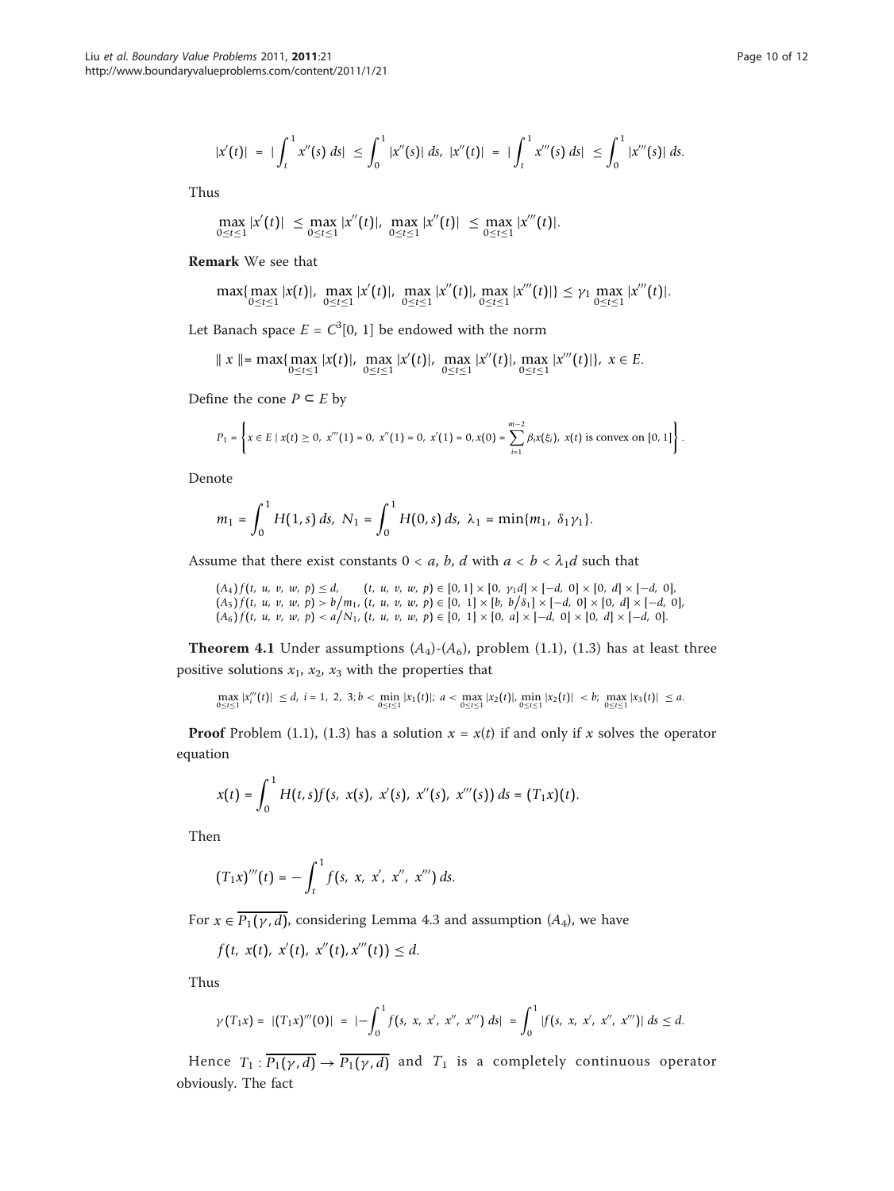$$|x'(t)| = |\int_t^1 x''(s)\,ds| \le \int_0^1 |x''(s)|\,ds,\ |x''(t)| = |\int_t^1 x'''(s)\,ds| \le \int_0^1 |x'''(s)|\,ds.$$

Thus

$$\max_{0\le t\le 1} |x'(t)| \le \max_{0\le t\le 1} |x''(t)|,\ \max_{0\le t\le 1} |x''(t)| \le \max_{0\le t\le 1} |x'''(t)|.$$

**Remark** We see that

$$\max\{\max_{0\le t\le 1} |x(t)|,\ \max_{0\le t\le 1} |x'(t)|,\ \max_{0\le t\le 1} |x''(t)|, \max_{0\le t\le 1} |x'''(t)|\} \le \gamma_1 \max_{0\le t\le 1} |x'''(t)|.$$

Let Banach space $E = C^3[0, 1]$ be endowed with the norm

$$\| x \| = \max\{\max_{0\le t\le 1} |x(t)|,\ \max_{0\le t\le 1} |x'(t)|,\ \max_{0\le t\le 1} |x''(t)|, \max_{0\le t\le 1} |x'''(t)|\},\ x \in E.$$

Define the cone $P \subset E$ by

$$P_1 = \left\{ x \in E \mid x(t) \ge 0,\ x'''(1) = 0,\ x''(1) = 0,\ x'(1) = 0, x(0) = \sum_{i=1}^{m-2} \beta_i x(\xi_i),\ x(t) \text{ is convex on } [0, 1] \right\}.$$

Denote

$$m_1 = \int_0^1 H(1, s)\,ds,\ N_1 = \int_0^1 H(0, s)\,ds,\ \lambda_1 = \min\{m_1,\ \delta_1\gamma_1\}.$$

Assume that there exist constants $0 < a, b, d$ with $a < b < \lambda_1 d$ such that

$(A_4)\ f(t,\ u,\ v,\ w,\ p) \le d, \quad (t,\ u,\ v,\ w,\ p) \in [0, 1] \times [0,\ \gamma_1 d] \times [-d,\ 0] \times [0,\ d] \times [-d,\ 0],$
$(A_5)\ f(t,\ u,\ v,\ w,\ p) > b/m_1,\ (t,\ u,\ v,\ w,\ p) \in [0,\ 1] \times [b,\ b/\delta_1] \times [-d,\ 0] \times [0,\ d] \times [-d,\ 0],$
$(A_6)\ f(t,\ u,\ v,\ w,\ p) < a/N_1,\ (t,\ u,\ v,\ w,\ p) \in [0,\ 1] \times [0,\ a] \times [-d,\ 0] \times [0,\ d] \times [-d,\ 0].$

**Theorem 4.1** Under assumptions $(A_4)$-$(A_6)$, problem (1.1), (1.3) has at least three positive solutions $x_1$, $x_2$, $x_3$ with the properties that

$$\max_{0\le t\le 1} |x_i'''(t)| \le d,\ i = 1,\ 2,\ 3; b < \min_{0\le t\le 1} |x_1(t)|;\ a < \max_{0\le t\le 1} |x_2(t)|, \min_{0\le t\le 1} |x_2(t)| < b;\ \max_{0\le t\le 1} |x_3(t)| \le a.$$

**Proof** Problem (1.1), (1.3) has a solution $x = x(t)$ if and only if $x$ solves the operator equation

$$x(t) = \int_0^1 H(t, s) f(s,\ x(s),\ x'(s),\ x''(s),\ x'''(s))\,ds = (T_1 x)(t).$$

Then

$$(T_1 x)'''(t) = -\int_t^1 f(s,\ x,\ x',\ x'',\ x''')\,ds.$$

For $x \in \overline{P_1(\gamma, d)}$, considering Lemma 4.3 and assumption $(A_4)$, we have

$$f(t,\ x(t),\ x'(t),\ x''(t), x'''(t)) \le d.$$

Thus

$$\gamma(T_1 x) = |(T_1 x)'''(0)| = |-\int_0^1 f(s,\ x,\ x',\ x'',\ x''')\,ds| = \int_0^1 |f(s,\ x,\ x',\ x'',\ x''')|\,ds \le d.$$

Hence $T_1 : \overline{P_1(\gamma, d)} \to \overline{P_1(\gamma, d)}$ and $T_1$ is a completely continuous operator obviously. The fact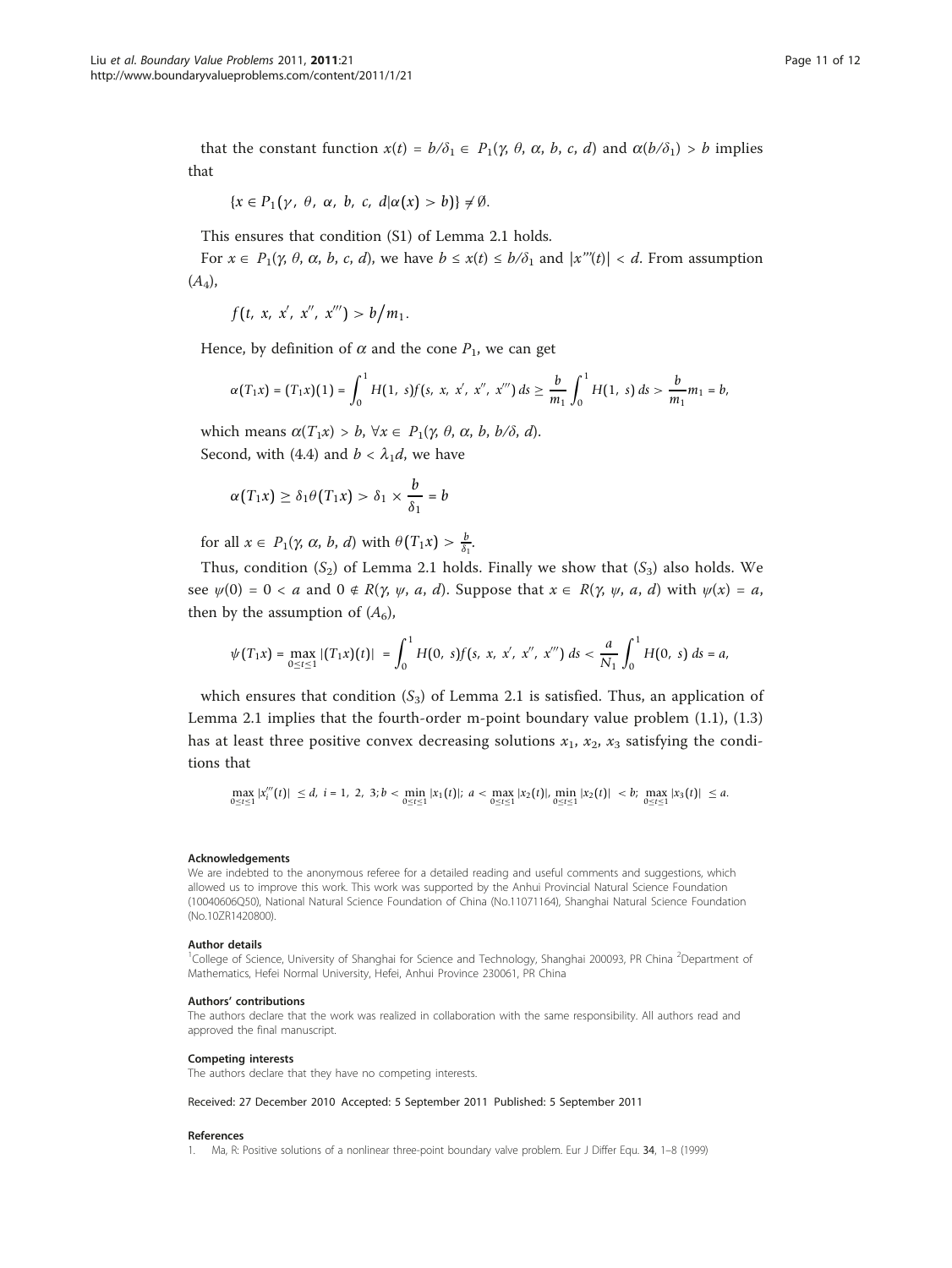that the constant function $x(t) = b/\delta_1 \in P_1(\gamma, \theta, \alpha, b, c, d)$ and $\alpha(b/\delta_1) > b$ implies that

$$\{x \in P_1(\gamma, \theta, \alpha, b, c, d | \alpha(x) > b)\} \neq \emptyset.$$

This ensures that condition (S1) of Lemma 2.1 holds.

For $x \in P_1(\gamma, \theta, \alpha, b, c, d)$, we have $b \le x(t) \le b/\delta_1$ and $|x'''(t)| < d$. From assumption $(A_4)$,

$$f(t, x, x', x'', x''') > b/m_1.$$

Hence, by definition of $\alpha$ and the cone $P_1$, we can get

$$\alpha(T_1x) = (T_1x)(1) = \int_0^1 H(1, s) f(s, x, x', x'', x''')\, ds \ge \frac{b}{m_1}\int_0^1 H(1, s)\, ds > \frac{b}{m_1} m_1 = b,$$

which means $\alpha(T_1x) > b$, $\forall x \in P_1(\gamma, \theta, \alpha, b, b/\delta, d)$.

Second, with (4.4) and $b < \lambda_1 d$, we have

$$\alpha(T_1x) \ge \delta_1 \theta(T_1x) > \delta_1 \times \frac{b}{\delta_1} = b$$

for all $x \in P_1(\gamma, \alpha, b, d)$ with $\theta(T_1x) > \frac{b}{\delta_1}$.

Thus, condition $(S_2)$ of Lemma 2.1 holds. Finally we show that $(S_3)$ also holds. We see $\psi(0) = 0 < a$ and $0 \notin R(\gamma, \psi, a, d)$. Suppose that $x \in R(\gamma, \psi, a, d)$ with $\psi(x) = a$, then by the assumption of $(A_6)$,

$$\psi(T_1x) = \max_{0\le t\le 1} |(T_1x)(t)| = \int_0^1 H(0, s) f(s, x, x', x'', x''')\, ds < \frac{a}{N_1}\int_0^1 H(0, s)\, ds = a,$$

which ensures that condition $(S_3)$ of Lemma 2.1 is satisfied. Thus, an application of Lemma 2.1 implies that the fourth-order m-point boundary value problem (1.1), (1.3) has at least three positive convex decreasing solutions $x_1$, $x_2$, $x_3$ satisfying the conditions that

$$\max_{0\le t\le 1} |x_i'''(t)| \le d,\ i = 1, 2, 3; b < \min_{0\le t\le 1} |x_1(t)|;\ a < \max_{0\le t\le 1} |x_2(t)|, \min_{0\le t\le 1} |x_2(t)| < b;\ \max_{0\le t\le 1} |x_3(t)| \le a.$$

#### Acknowledgements

We are indebted to the anonymous referee for a detailed reading and useful comments and suggestions, which allowed us to improve this work. This work was supported by the Anhui Provincial Natural Science Foundation (10040606Q50), National Natural Science Foundation of China (No.11071164), Shanghai Natural Science Foundation (No.10ZR1420800).

#### Author details

[1]College of Science, University of Shanghai for Science and Technology, Shanghai 200093, PR China [2]Department of Mathematics, Hefei Normal University, Hefei, Anhui Province 230061, PR China

#### Authors' contributions

The authors declare that the work was realized in collaboration with the same responsibility. All authors read and approved the final manuscript.

#### Competing interests

The authors declare that they have no competing interests.

Received: 27 December 2010 Accepted: 5 September 2011 Published: 5 September 2011

#### References

1. Ma, R: Positive solutions of a nonlinear three-point boundary valve problem. Eur J Differ Equ. **34**, 1–8 (1999)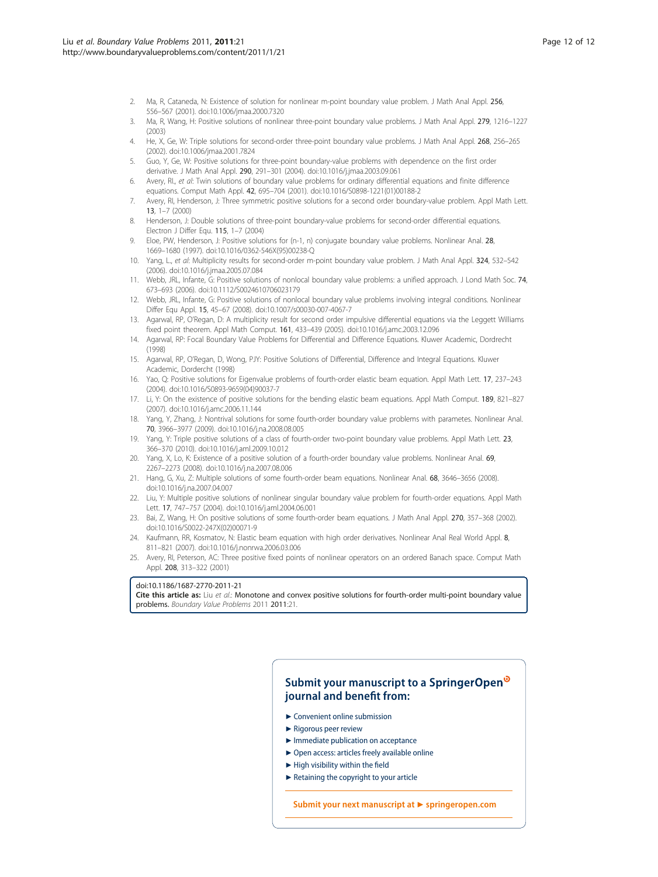2. Ma, R, Cataneda, N: Existence of solution for nonlinear m-point boundary value problem. J Math Anal Appl. **256**, 556–567 (2001). doi:10.1006/jmaa.2000.7320
3. Ma, R, Wang, H: Positive solutions of nonlinear three-point boundary value problems. J Math Anal Appl. **279**, 1216–1227 (2003)
4. He, X, Ge, W: Triple solutions for second-order three-point boundary value problems. J Math Anal Appl. **268**, 256–265 (2002). doi:10.1006/jmaa.2001.7824
5. Guo, Y, Ge, W: Positive solutions for three-point boundary-value problems with dependence on the first order derivative. J Math Anal Appl. **290**, 291–301 (2004). doi:10.1016/j.jmaa.2003.09.061
6. Avery, RI., *et al*: Twin solutions of boundary value problems for ordinary differential equations and finite difference equations. Comput Math Appl. **42**, 695–704 (2001). doi:10.1016/S0898-1221(01)00188-2
7. Avery, RI, Henderson, J: Three symmetric positive solutions for a second order boundary-value problem. Appl Math Lett. **13**, 1–7 (2000)
8. Henderson, J: Double solutions of three-point boundary-value problems for second-order differential equations. Electron J Differ Equ. **115**, 1–7 (2004)
9. Eloe, PW, Henderson, J: Positive solutions for (n-1, n) conjugate boundary value problems. Nonlinear Anal. **28**, 1669–1680 (1997). doi:10.1016/0362-546X(95)00238-Q
10. Yang, L., *et al*: Multiplicity results for second-order m-point boundary value problem. J Math Anal Appl. **324**, 532–542 (2006). doi:10.1016/j.jmaa.2005.07.084
11. Webb, JRL, Infante, G: Positive solutions of nonlocal boundary value problems: a unified approach. J Lond Math Soc. **74**, 673–693 (2006). doi:10.1112/S0024610706023179
12. Webb, JRL, Infante, G: Positive solutions of nonlocal boundary value problems involving integral conditions. Nonlinear Differ Equ Appl. **15**, 45–67 (2008). doi:10.1007/s00030-007-4067-7
13. Agarwal, RP, O'Regan, D: A multiplicity result for second order impulsive differential equations via the Leggett Williams fixed point theorem. Appl Math Comput. **161**, 433–439 (2005). doi:10.1016/j.amc.2003.12.096
14. Agarwal, RP: Focal Boundary Value Problems for Differential and Difference Equations. Kluwer Academic, Dordrecht (1998)
15. Agarwal, RP, O'Regan, D, Wong, PJY: Positive Solutions of Differential, Difference and Integral Equations. Kluwer Academic, Dordercht (1998)
16. Yao, Q: Positive solutions for Eigenvalue problems of fourth-order elastic beam equation. Appl Math Lett. **17**, 237–243 (2004). doi:10.1016/S0893-9659(04)90037-7
17. Li, Y: On the existence of positive solutions for the bending elastic beam equations. Appl Math Comput. **189**, 821–827 (2007). doi:10.1016/j.amc.2006.11.144
18. Yang, Y, Zhang, J: Nontrival solutions for some fourth-order boundary value problems with parametes. Nonlinear Anal. **70**, 3966–3977 (2009). doi:10.1016/j.na.2008.08.005
19. Yang, Y: Triple positive solutions of a class of fourth-order two-point boundary value problems. Appl Math Lett. **23**, 366–370 (2010). doi:10.1016/j.aml.2009.10.012
20. Yang, X, Lo, K: Existence of a positive solution of a fourth-order boundary value problems. Nonlinear Anal. **69**, 2267–2273 (2008). doi:10.1016/j.na.2007.08.006
21. Hang, G, Xu, Z: Multiple solutions of some fourth-order beam equations. Nonlinear Anal. **68**, 3646–3656 (2008). doi:10.1016/j.na.2007.04.007
22. Liu, Y: Multiple positive solutions of nonlinear singular boundary value problem for fourth-order equations. Appl Math Lett. **17**, 747–757 (2004). doi:10.1016/j.aml.2004.06.001
23. Bai, Z, Wang, H: On positive solutions of some fourth-order beam equations. J Math Anal Appl. **270**, 357–368 (2002). doi:10.1016/S0022-247X(02)00071-9
24. Kaufmann, RR, Kosmatov, N: Elastic beam equation with high order derivatives. Nonlinear Anal Real World Appl. **8**, 811–821 (2007). doi:10.1016/j.nonrwa.2006.03.006
25. Avery, RI, Peterson, AC: Three positive fixed points of nonlinear operators on an ordered Banach space. Comput Math Appl. **208**, 313–322 (2001)

doi:10.1186/1687-2770-2011-21

**Cite this article as:** Liu *et al.*: Monotone and convex positive solutions for fourth-order multi-point boundary value problems. *Boundary Value Problems* 2011 **2011**:21.

**Submit your manuscript to a SpringerOpen journal and benefit from:**

- ► Convenient online submission
- ► Rigorous peer review
- ► Immediate publication on acceptance
- ► Open access: articles freely available online
- ► High visibility within the field
- ► Retaining the copyright to your article

**Submit your next manuscript at ► springeropen.com**